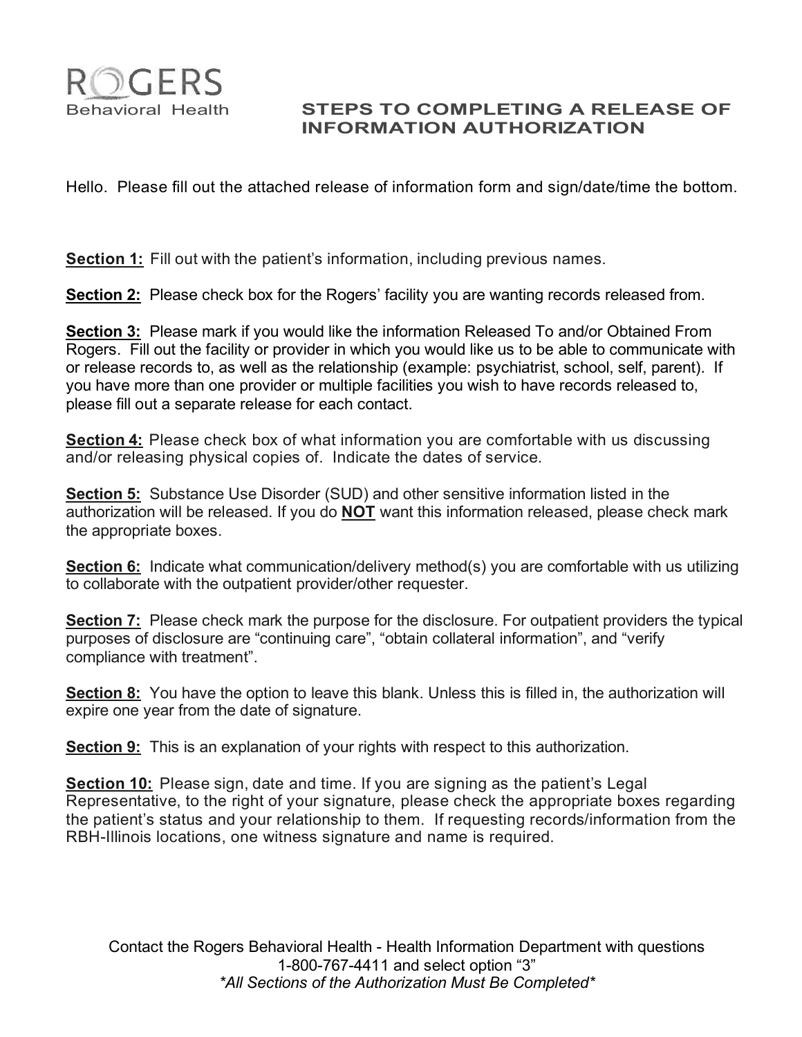ROGERS
Behavioral Health

# STEPS TO COMPLETING A RELEASE OF INFORMATION AUTHORIZATION

Hello. Please fill out the attached release of information form and sign/date/time the bottom.

**Section 1:** Fill out with the patient's information, including previous names.

**Section 2:** Please check box for the Rogers' facility you are wanting records released from.

**Section 3:** Please mark if you would like the information Released To and/or Obtained From Rogers. Fill out the facility or provider in which you would like us to be able to communicate with or release records to, as well as the relationship (example: psychiatrist, school, self, parent). If you have more than one provider or multiple facilities you wish to have records released to, please fill out a separate release for each contact.

**Section 4:** Please check box of what information you are comfortable with us discussing and/or releasing physical copies of. Indicate the dates of service.

**Section 5:** Substance Use Disorder (SUD) and other sensitive information listed in the authorization will be released. If you do **NOT** want this information released, please check mark the appropriate boxes.

**Section 6:** Indicate what communication/delivery method(s) you are comfortable with us utilizing to collaborate with the outpatient provider/other requester.

**Section 7:** Please check mark the purpose for the disclosure. For outpatient providers the typical purposes of disclosure are "continuing care", "obtain collateral information", and "verify compliance with treatment".

**Section 8:** You have the option to leave this blank. Unless this is filled in, the authorization will expire one year from the date of signature.

**Section 9:** This is an explanation of your rights with respect to this authorization.

**Section 10:** Please sign, date and time. If you are signing as the patient's Legal Representative, to the right of your signature, please check the appropriate boxes regarding the patient's status and your relationship to them. If requesting records/information from the RBH-Illinois locations, one witness signature and name is required.

Contact the Rogers Behavioral Health - Health Information Department with questions
1-800-767-4411 and select option "3"
*\*All Sections of the Authorization Must Be Completed\**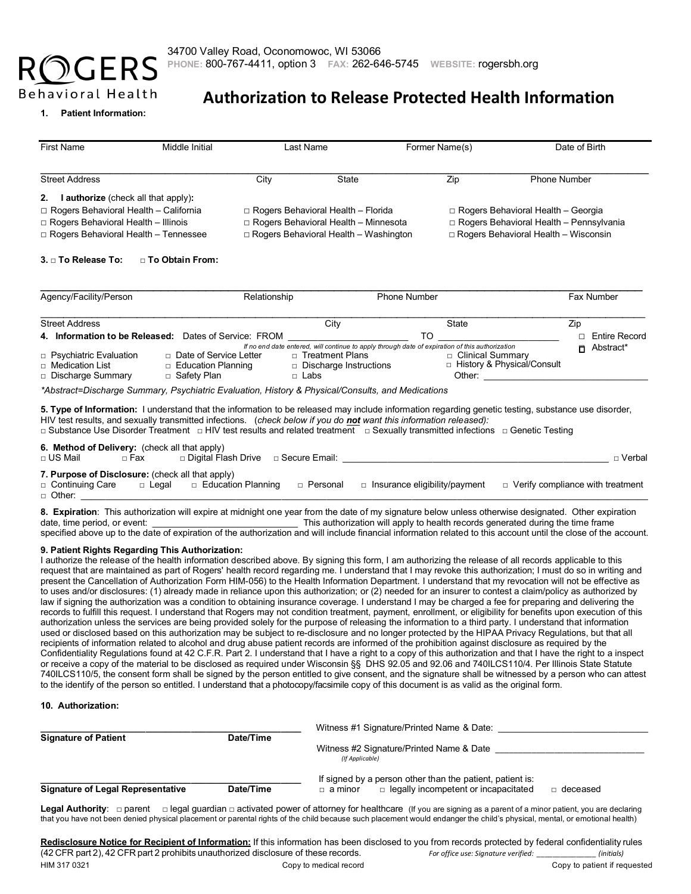ROGERS Behavioral Health

34700 Valley Road, Oconomowoc, WI 53066
PHONE: 800-767-4411, option 3 FAX: 262-646-5745 WEBSITE: rogersbh.org

# Authorization to Release Protected Health Information

**1. Patient Information:**

First Name ______ Middle Initial ______ Last Name ______ Former Name(s) ______ Date of Birth ______

Street Address ______ City ______ State ______ Zip ______ Phone Number ______

**2. I authorize** (check all that apply)**:**

□ Rogers Behavioral Health – California □ Rogers Behavioral Health – Florida □ Rogers Behavioral Health – Georgia
□ Rogers Behavioral Health – Illinois □ Rogers Behavioral Health – Minnesota □ Rogers Behavioral Health – Pennsylvania
□ Rogers Behavioral Health – Tennessee □ Rogers Behavioral Health – Washington □ Rogers Behavioral Health – Wisconsin

**3. □ To Release To: □ To Obtain From:**

Agency/Facility/Person ______ Relationship ______ Phone Number ______ Fax Number ______

Street Address ______ City ______ State ______ Zip ______

**4. Information to be Released:** Dates of Service: FROM ______ TO ______ □ Entire Record □ Abstract*

*If no end date entered, will continue to apply through date of expiration of this authorization*

□ Psychiatric Evaluation □ Date of Service Letter □ Treatment Plans □ Clinical Summary
□ Medication List □ Education Planning □ Discharge Instructions □ History & Physical/Consult
□ Discharge Summary □ Safety Plan □ Labs Other: ______

*\*Abstract=Discharge Summary, Psychiatric Evaluation, History & Physical/Consults, and Medications*

**5. Type of Information:** I understand that the information to be released may include information regarding genetic testing, substance use disorder, HIV test results, and sexually transmitted infections. (*check below if you do **not** want this information released):*
□ Substance Use Disorder Treatment □ HIV test results and related treatment □ Sexually transmitted infections □ Genetic Testing

**6. Method of Delivery:** (check all that apply)
□ US Mail □ Fax □ Digital Flash Drive □ Secure Email: ______ □ Verbal

**7. Purpose of Disclosure:** (check all that apply)
□ Continuing Care □ Legal □ Education Planning □ Personal □ Insurance eligibility/payment □ Verify compliance with treatment
□ Other: ______

**8. Expiration**: This authorization will expire at midnight one year from the date of my signature below unless otherwise designated. Other expiration date, time period, or event: ______ This authorization will apply to health records generated during the time frame specified above up to the date of expiration of the authorization and will include financial information related to this account until the close of the account.

**9. Patient Rights Regarding This Authorization:**
I authorize the release of the health information described above. By signing this form, I am authorizing the release of all records applicable to this request that are maintained as part of Rogers' health record regarding me. I understand that I may revoke this authorization; I must do so in writing and present the Cancellation of Authorization Form HIM-056) to the Health Information Department. I understand that my revocation will not be effective as to uses and/or disclosures: (1) already made in reliance upon this authorization; or (2) needed for an insurer to contest a claim/policy as authorized by law if signing the authorization was a condition to obtaining insurance coverage. I understand I may be charged a fee for preparing and delivering the records to fulfill this request. I understand that Rogers may not condition treatment, payment, enrollment, or eligibility for benefits upon execution of this authorization unless the services are being provided solely for the purpose of releasing the information to a third party. I understand that information used or disclosed based on this authorization may be subject to re-disclosure and no longer protected by the HIPAA Privacy Regulations, but that all recipients of information related to alcohol and drug abuse patient records are informed of the prohibition against disclosure as required by the Confidentiality Regulations found at 42 C.F.R. Part 2. I understand that I have a right to a copy of this authorization and that I have the right to a inspect or receive a copy of the material to be disclosed as required under Wisconsin §§ DHS 92.05 and 92.06 and 740ILCS110/4. Per Illinois State Statute 740ILCS110/5, the consent form shall be signed by the person entitled to give consent, and the signature shall be witnessed by a person who can attest to the identify of the person so entitled. I understand that a photocopy/facsimile copy of this document is as valid as the original form.

**10. Authorization:**

**Signature of Patient** ______ **Date/Time** ______

Witness #1 Signature/Printed Name & Date: ______

Witness #2 Signature/Printed Name & Date ______
*(If Applicable)*

**Signature of Legal Representative** ______ **Date/Time** ______

If signed by a person other than the patient, patient is:
□ a minor □ legally incompetent or incapacitated □ deceased

**Legal Authority**: □ parent □ legal guardian □ activated power of attorney for healthcare (If you are signing as a parent of a minor patient, you are declaring that you have not been denied physical placement or parental rights of the child because such placement would endanger the child's physical, mental, or emotional health)

**Redisclosure Notice for Recipient of Information:** If this information has been disclosed to you from records protected by federal confidentiality rules (42 CFR part 2), 42 CFR part 2 prohibits unauthorized disclosure of these records.

*For office use: Signature verified: ______ (initials)*

HIM 317 0321 Copy to medical record Copy to patient if requested